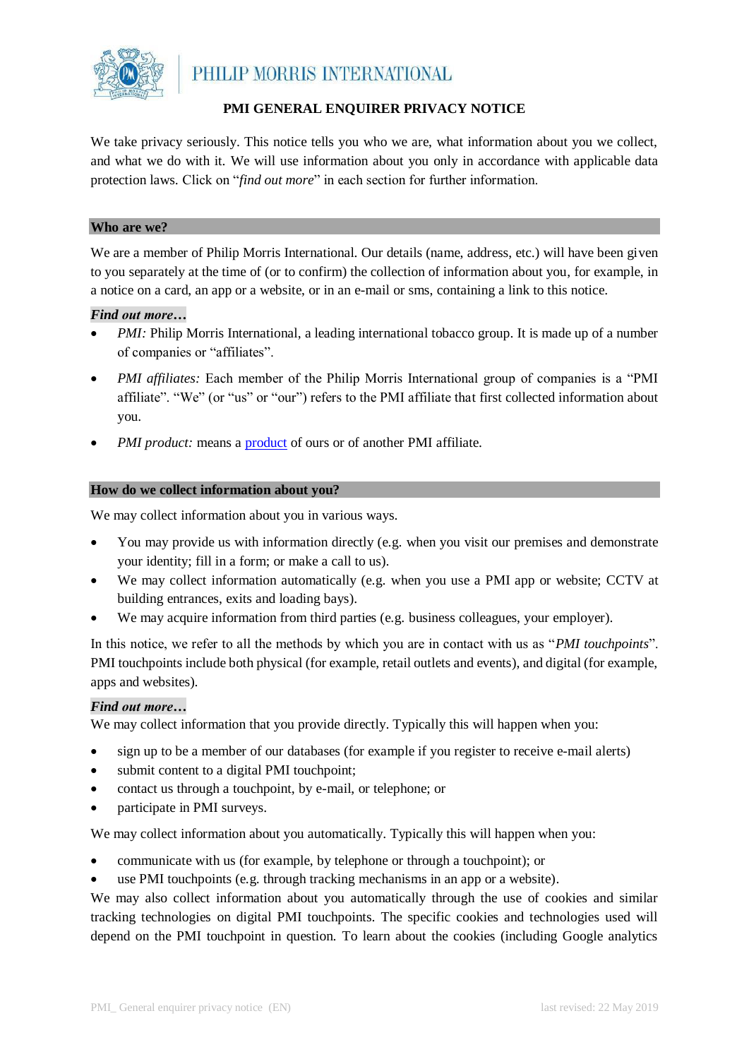PHILIP MORRIS INTERNATIONAL

# PMI GENERAL ENQUIRER PRIVACY NOTICE

We take privacy seriously. This notice tells you who we are, what information about you we collect, and what we do with it. We will use information about you only in accordance with applicable data protection laws. Click on "*find out more*" in each section for further information.

## Who are we?

We are a member of Philip Morris International. Our details (name, address, etc.) will have been given to you separately at the time of (or to confirm) the collection of information about you, for example, in a notice on a card, an app or a website, or in an e-mail or sms, containing a link to this notice.

***Find out more…***

- *PMI:* Philip Morris International, a leading international tobacco group. It is made up of a number of companies or "affiliates".
- *PMI affiliates:* Each member of the Philip Morris International group of companies is a "PMI affiliate". "We" (or "us" or "our") refers to the PMI affiliate that first collected information about you.
- *PMI product:* means a product of ours or of another PMI affiliate.

## How do we collect information about you?

We may collect information about you in various ways.

- You may provide us with information directly (e.g. when you visit our premises and demonstrate your identity; fill in a form; or make a call to us).
- We may collect information automatically (e.g. when you use a PMI app or website; CCTV at building entrances, exits and loading bays).
- We may acquire information from third parties (e.g. business colleagues, your employer).

In this notice, we refer to all the methods by which you are in contact with us as "*PMI touchpoints*". PMI touchpoints include both physical (for example, retail outlets and events), and digital (for example, apps and websites).

***Find out more…***

We may collect information that you provide directly. Typically this will happen when you:

- sign up to be a member of our databases (for example if you register to receive e-mail alerts)
- submit content to a digital PMI touchpoint;
- contact us through a touchpoint, by e-mail, or telephone; or
- participate in PMI surveys.

We may collect information about you automatically. Typically this will happen when you:

- communicate with us (for example, by telephone or through a touchpoint); or
- use PMI touchpoints (e.g. through tracking mechanisms in an app or a website).

We may also collect information about you automatically through the use of cookies and similar tracking technologies on digital PMI touchpoints. The specific cookies and technologies used will depend on the PMI touchpoint in question. To learn about the cookies (including Google analytics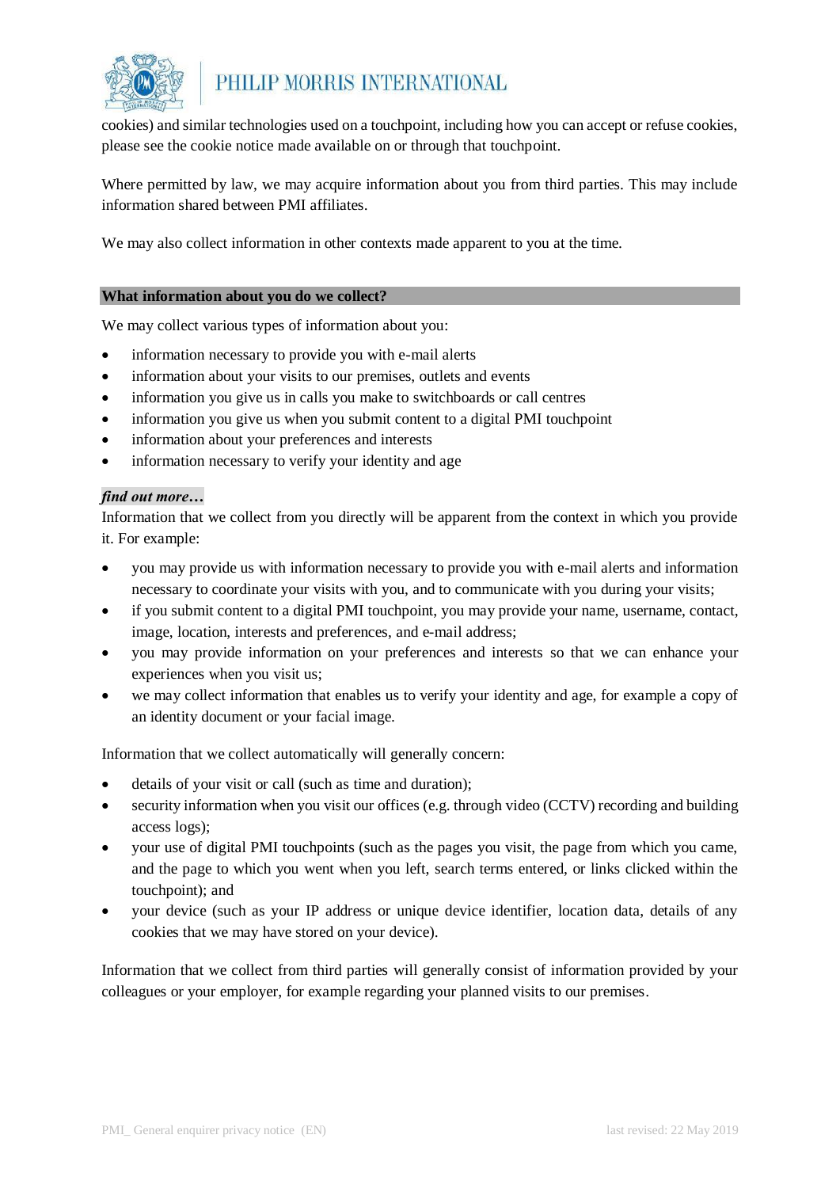cookies) and similar technologies used on a touchpoint, including how you can accept or refuse cookies, please see the cookie notice made available on or through that touchpoint.

Where permitted by law, we may acquire information about you from third parties. This may include information shared between PMI affiliates.

We may also collect information in other contexts made apparent to you at the time.

## What information about you do we collect?

We may collect various types of information about you:

- information necessary to provide you with e-mail alerts
- information about your visits to our premises, outlets and events
- information you give us in calls you make to switchboards or call centres
- information you give us when you submit content to a digital PMI touchpoint
- information about your preferences and interests
- information necessary to verify your identity and age

***find out more…***

Information that we collect from you directly will be apparent from the context in which you provide it. For example:

- you may provide us with information necessary to provide you with e-mail alerts and information necessary to coordinate your visits with you, and to communicate with you during your visits;
- if you submit content to a digital PMI touchpoint, you may provide your name, username, contact, image, location, interests and preferences, and e-mail address;
- you may provide information on your preferences and interests so that we can enhance your experiences when you visit us;
- we may collect information that enables us to verify your identity and age, for example a copy of an identity document or your facial image.

Information that we collect automatically will generally concern:

- details of your visit or call (such as time and duration);
- security information when you visit our offices (e.g. through video (CCTV) recording and building access logs);
- your use of digital PMI touchpoints (such as the pages you visit, the page from which you came, and the page to which you went when you left, search terms entered, or links clicked within the touchpoint); and
- your device (such as your IP address or unique device identifier, location data, details of any cookies that we may have stored on your device).

Information that we collect from third parties will generally consist of information provided by your colleagues or your employer, for example regarding your planned visits to our premises.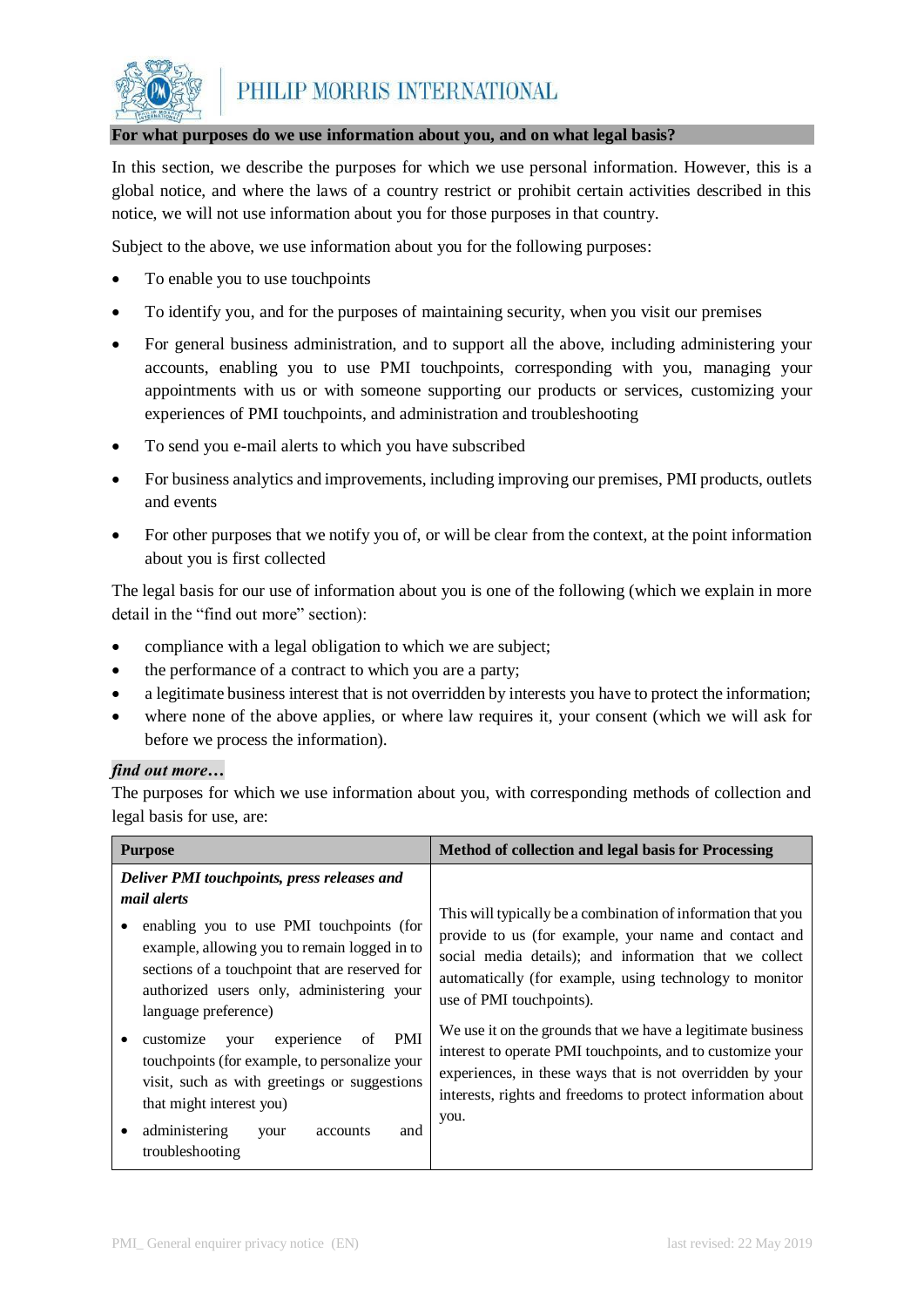## For what purposes do we use information about you, and on what legal basis?

In this section, we describe the purposes for which we use personal information. However, this is a global notice, and where the laws of a country restrict or prohibit certain activities described in this notice, we will not use information about you for those purposes in that country.

Subject to the above, we use information about you for the following purposes:

- To enable you to use touchpoints
- To identify you, and for the purposes of maintaining security, when you visit our premises
- For general business administration, and to support all the above, including administering your accounts, enabling you to use PMI touchpoints, corresponding with you, managing your appointments with us or with someone supporting our products or services, customizing your experiences of PMI touchpoints, and administration and troubleshooting
- To send you e-mail alerts to which you have subscribed
- For business analytics and improvements, including improving our premises, PMI products, outlets and events
- For other purposes that we notify you of, or will be clear from the context, at the point information about you is first collected

The legal basis for our use of information about you is one of the following (which we explain in more detail in the "find out more" section):

- compliance with a legal obligation to which we are subject;
- the performance of a contract to which you are a party;
- a legitimate business interest that is not overridden by interests you have to protect the information;
- where none of the above applies, or where law requires it, your consent (which we will ask for before we process the information).

***find out more…***

The purposes for which we use information about you, with corresponding methods of collection and legal basis for use, are:

| Purpose | Method of collection and legal basis for Processing |
|---|---|
| ***Deliver PMI touchpoints, press releases and mail alerts***<br>• enabling you to use PMI touchpoints (for example, allowing you to remain logged in to sections of a touchpoint that are reserved for authorized users only, administering your language preference)<br>• customize your experience of PMI touchpoints (for example, to personalize your visit, such as with greetings or suggestions that might interest you)<br>• administering your accounts and troubleshooting | This will typically be a combination of information that you provide to us (for example, your name and contact and social media details); and information that we collect automatically (for example, using technology to monitor use of PMI touchpoints).<br><br>We use it on the grounds that we have a legitimate business interest to operate PMI touchpoints, and to customize your experiences, in these ways that is not overridden by your interests, rights and freedoms to protect information about you. |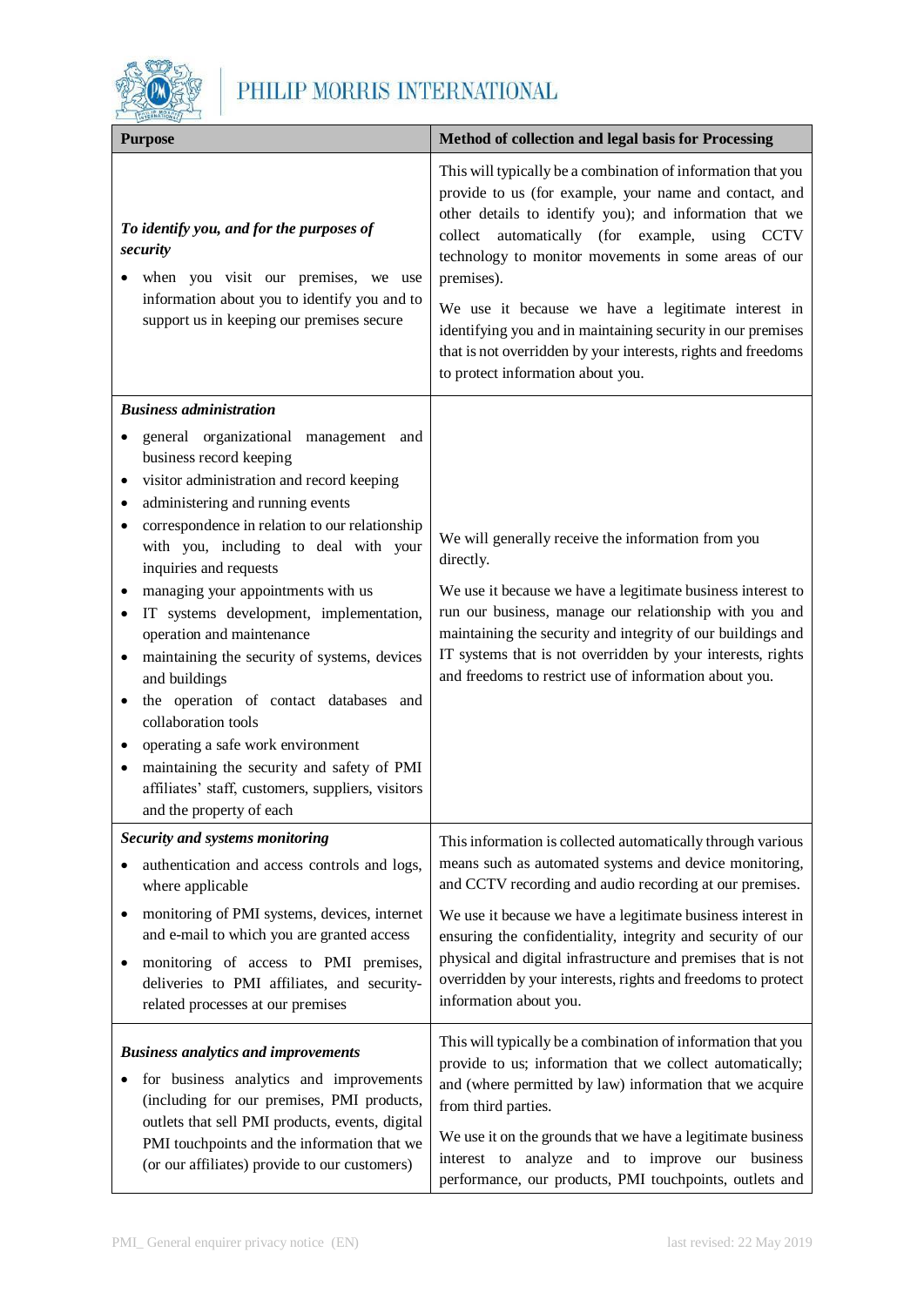| Purpose | Method of collection and legal basis for Processing |
|---|---|
| ***To identify you, and for the purposes of security***<br>• when you visit our premises, we use information about you to identify you and to support us in keeping our premises secure | This will typically be a combination of information that you provide to us (for example, your name and contact, and other details to identify you); and information that we collect automatically (for example, using CCTV technology to monitor movements in some areas of our premises).<br>We use it because we have a legitimate interest in identifying you and in maintaining security in our premises that is not overridden by your interests, rights and freedoms to protect information about you. |
| ***Business administration***<br>• general organizational management and business record keeping<br>• visitor administration and record keeping<br>• administering and running events<br>• correspondence in relation to our relationship with you, including to deal with your inquiries and requests<br>• managing your appointments with us<br>• IT systems development, implementation, operation and maintenance<br>• maintaining the security of systems, devices and buildings<br>• the operation of contact databases and collaboration tools<br>• operating a safe work environment<br>• maintaining the security and safety of PMI affiliates' staff, customers, suppliers, visitors and the property of each | We will generally receive the information from you directly.<br>We use it because we have a legitimate business interest to run our business, manage our relationship with you and maintaining the security and integrity of our buildings and IT systems that is not overridden by your interests, rights and freedoms to restrict use of information about you. |
| ***Security and systems monitoring***<br>• authentication and access controls and logs, where applicable<br>• monitoring of PMI systems, devices, internet and e-mail to which you are granted access<br>• monitoring of access to PMI premises, deliveries to PMI affiliates, and security-related processes at our premises | This information is collected automatically through various means such as automated systems and device monitoring, and CCTV recording and audio recording at our premises.<br>We use it because we have a legitimate business interest in ensuring the confidentiality, integrity and security of our physical and digital infrastructure and premises that is not overridden by your interests, rights and freedoms to protect information about you. |
| ***Business analytics and improvements***<br>• for business analytics and improvements (including for our premises, PMI products, outlets that sell PMI products, events, digital PMI touchpoints and the information that we (or our affiliates) provide to our customers) | This will typically be a combination of information that you provide to us; information that we collect automatically; and (where permitted by law) information that we acquire from third parties.<br>We use it on the grounds that we have a legitimate business interest to analyze and to improve our business performance, our products, PMI touchpoints, outlets and |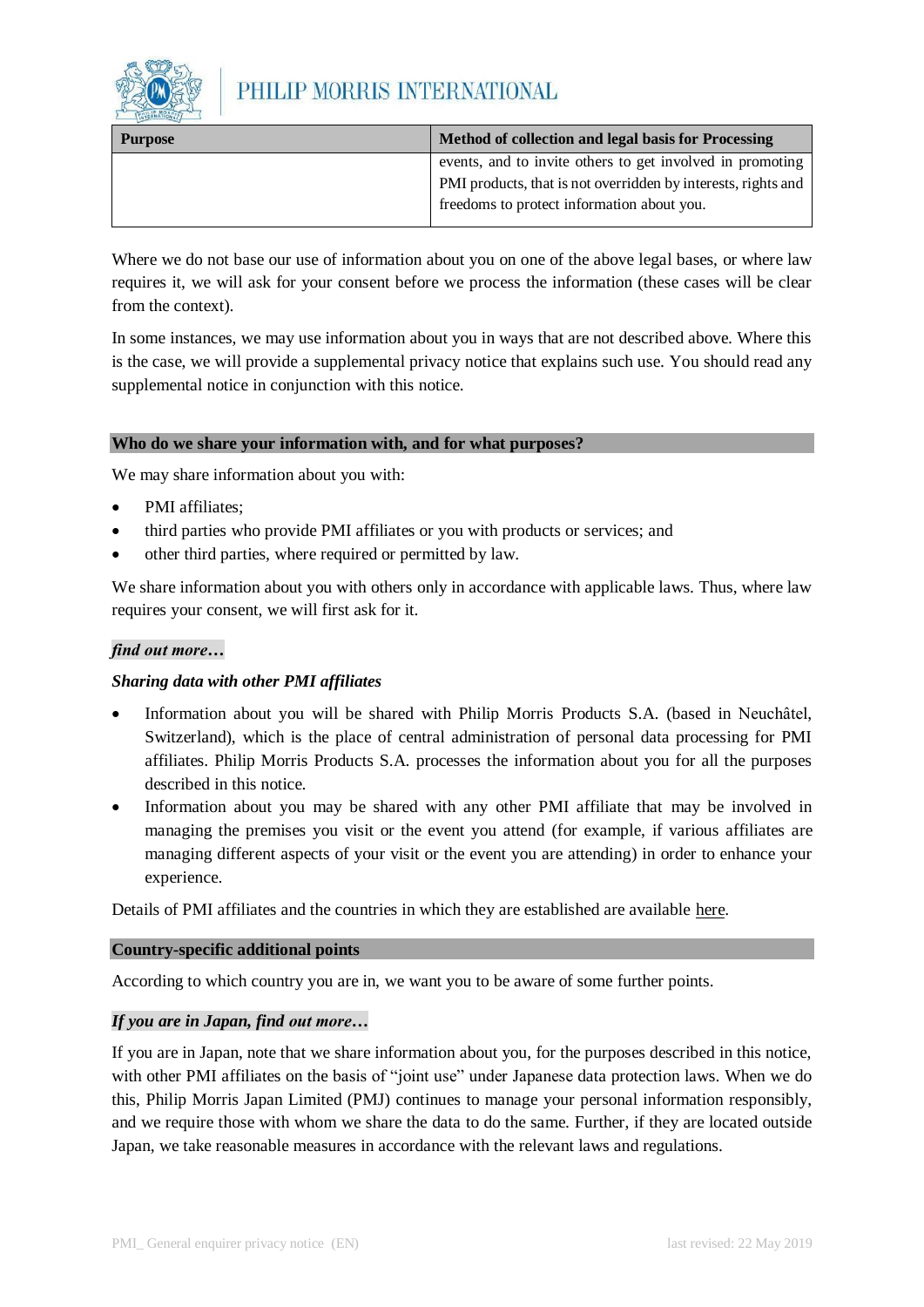| Purpose | Method of collection and legal basis for Processing |
| --- | --- |
| | events, and to invite others to get involved in promoting PMI products, that is not overridden by interests, rights and freedoms to protect information about you. |

Where we do not base our use of information about you on one of the above legal bases, or where law requires it, we will ask for your consent before we process the information (these cases will be clear from the context).

In some instances, we may use information about you in ways that are not described above. Where this is the case, we will provide a supplemental privacy notice that explains such use. You should read any supplemental notice in conjunction with this notice.

## Who do we share your information with, and for what purposes?

We may share information about you with:

- PMI affiliates;
- third parties who provide PMI affiliates or you with products or services; and
- other third parties, where required or permitted by law.

We share information about you with others only in accordance with applicable laws. Thus, where law requires your consent, we will first ask for it.

***find out more…***

***Sharing data with other PMI affiliates***

- Information about you will be shared with Philip Morris Products S.A. (based in Neuchâtel, Switzerland), which is the place of central administration of personal data processing for PMI affiliates. Philip Morris Products S.A. processes the information about you for all the purposes described in this notice.
- Information about you may be shared with any other PMI affiliate that may be involved in managing the premises you visit or the event you attend (for example, if various affiliates are managing different aspects of your visit or the event you are attending) in order to enhance your experience.

Details of PMI affiliates and the countries in which they are established are available here.

## Country-specific additional points

According to which country you are in, we want you to be aware of some further points.

***If you are in Japan, find out more…***

If you are in Japan, note that we share information about you, for the purposes described in this notice, with other PMI affiliates on the basis of "joint use" under Japanese data protection laws. When we do this, Philip Morris Japan Limited (PMJ) continues to manage your personal information responsibly, and we require those with whom we share the data to do the same. Further, if they are located outside Japan, we take reasonable measures in accordance with the relevant laws and regulations.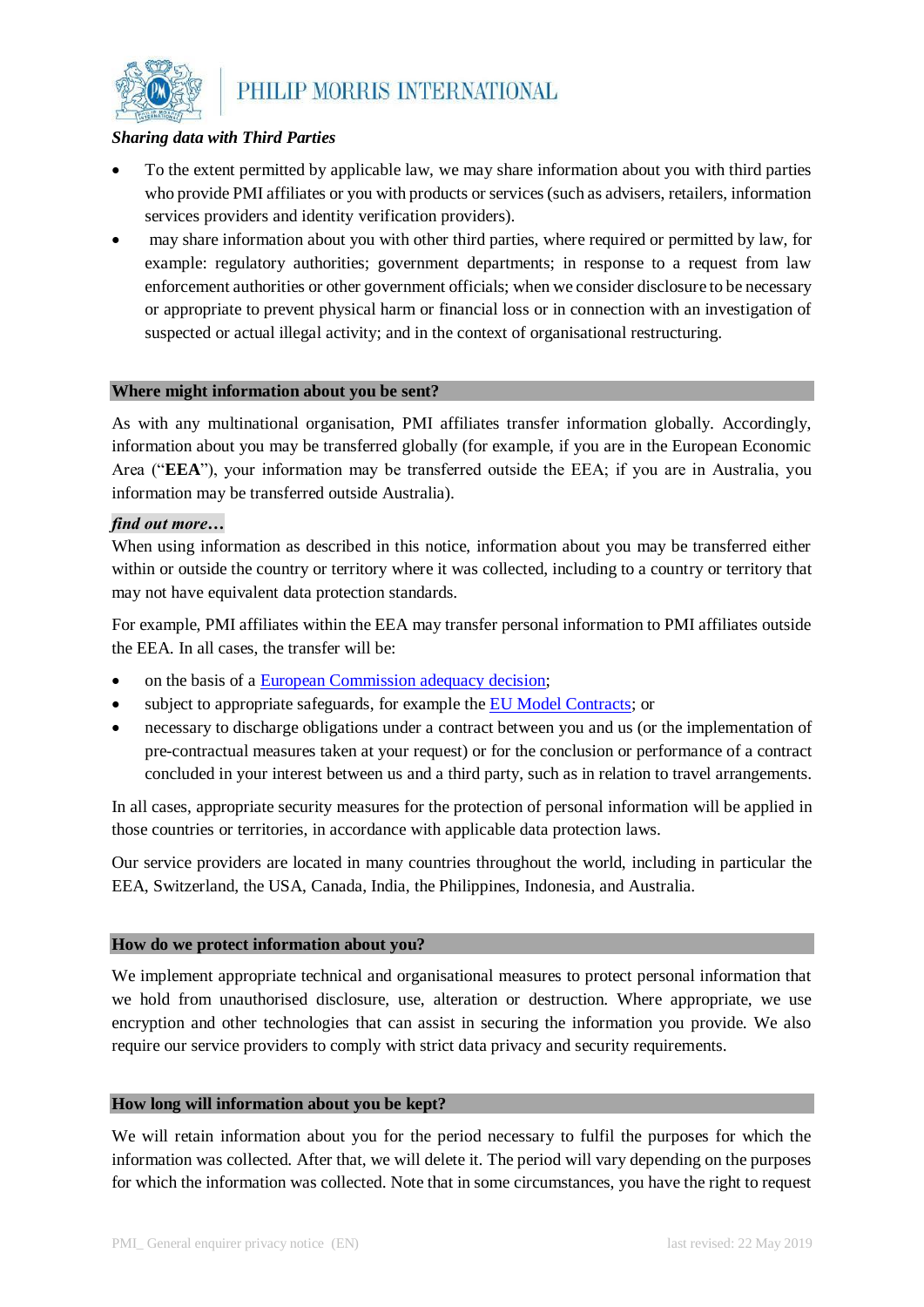*Sharing data with Third Parties*

- To the extent permitted by applicable law, we may share information about you with third parties who provide PMI affiliates or you with products or services (such as advisers, retailers, information services providers and identity verification providers).
- may share information about you with other third parties, where required or permitted by law, for example: regulatory authorities; government departments; in response to a request from law enforcement authorities or other government officials; when we consider disclosure to be necessary or appropriate to prevent physical harm or financial loss or in connection with an investigation of suspected or actual illegal activity; and in the context of organisational restructuring.

## Where might information about you be sent?

As with any multinational organisation, PMI affiliates transfer information globally. Accordingly, information about you may be transferred globally (for example, if you are in the European Economic Area ("**EEA**"), your information may be transferred outside the EEA; if you are in Australia, you information may be transferred outside Australia).

***find out more…***

When using information as described in this notice, information about you may be transferred either within or outside the country or territory where it was collected, including to a country or territory that may not have equivalent data protection standards.

For example, PMI affiliates within the EEA may transfer personal information to PMI affiliates outside the EEA. In all cases, the transfer will be:

- on the basis of a European Commission adequacy decision;
- subject to appropriate safeguards, for example the EU Model Contracts; or
- necessary to discharge obligations under a contract between you and us (or the implementation of pre-contractual measures taken at your request) or for the conclusion or performance of a contract concluded in your interest between us and a third party, such as in relation to travel arrangements.

In all cases, appropriate security measures for the protection of personal information will be applied in those countries or territories, in accordance with applicable data protection laws.

Our service providers are located in many countries throughout the world, including in particular the EEA, Switzerland, the USA, Canada, India, the Philippines, Indonesia, and Australia.

## How do we protect information about you?

We implement appropriate technical and organisational measures to protect personal information that we hold from unauthorised disclosure, use, alteration or destruction. Where appropriate, we use encryption and other technologies that can assist in securing the information you provide. We also require our service providers to comply with strict data privacy and security requirements.

## How long will information about you be kept?

We will retain information about you for the period necessary to fulfil the purposes for which the information was collected. After that, we will delete it. The period will vary depending on the purposes for which the information was collected. Note that in some circumstances, you have the right to request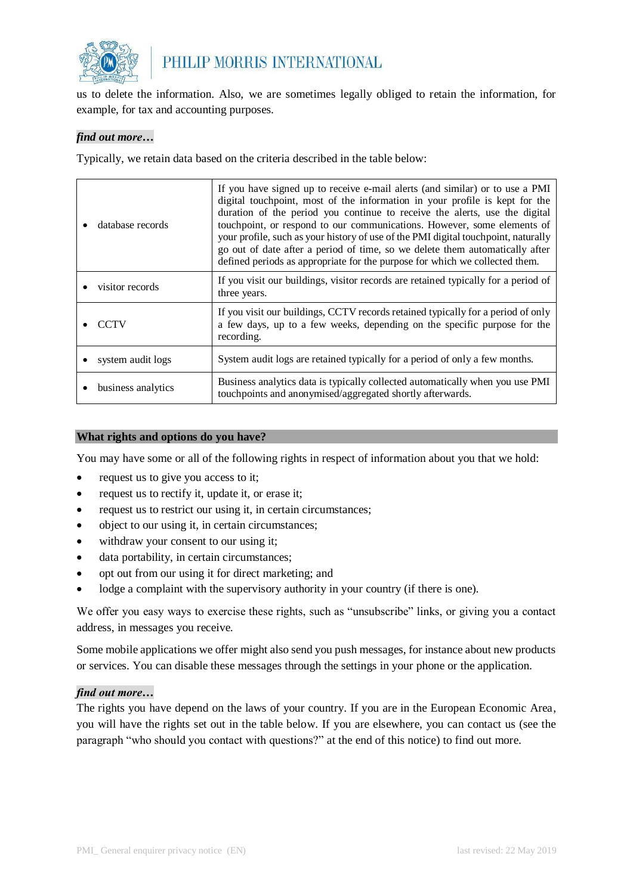us to delete the information. Also, we are sometimes legally obliged to retain the information, for example, for tax and accounting purposes.

***find out more…***

Typically, we retain data based on the criteria described in the table below:

| | |
|---|---|
| • database records | If you have signed up to receive e-mail alerts (and similar) or to use a PMI digital touchpoint, most of the information in your profile is kept for the duration of the period you continue to receive the alerts, use the digital touchpoint, or respond to our communications. However, some elements of your profile, such as your history of use of the PMI digital touchpoint, naturally go out of date after a period of time, so we delete them automatically after defined periods as appropriate for the purpose for which we collected them. |
| • visitor records | If you visit our buildings, visitor records are retained typically for a period of three years. |
| • CCTV | If you visit our buildings, CCTV records retained typically for a period of only a few days, up to a few weeks, depending on the specific purpose for the recording. |
| • system audit logs | System audit logs are retained typically for a period of only a few months. |
| • business analytics | Business analytics data is typically collected automatically when you use PMI touchpoints and anonymised/aggregated shortly afterwards. |

## What rights and options do you have?

You may have some or all of the following rights in respect of information about you that we hold:

- request us to give you access to it;
- request us to rectify it, update it, or erase it;
- request us to restrict our using it, in certain circumstances;
- object to our using it, in certain circumstances;
- withdraw your consent to our using it;
- data portability, in certain circumstances;
- opt out from our using it for direct marketing; and
- lodge a complaint with the supervisory authority in your country (if there is one).

We offer you easy ways to exercise these rights, such as "unsubscribe" links, or giving you a contact address, in messages you receive.

Some mobile applications we offer might also send you push messages, for instance about new products or services. You can disable these messages through the settings in your phone or the application.

***find out more…***

The rights you have depend on the laws of your country. If you are in the European Economic Area, you will have the rights set out in the table below. If you are elsewhere, you can contact us (see the paragraph "who should you contact with questions?" at the end of this notice) to find out more.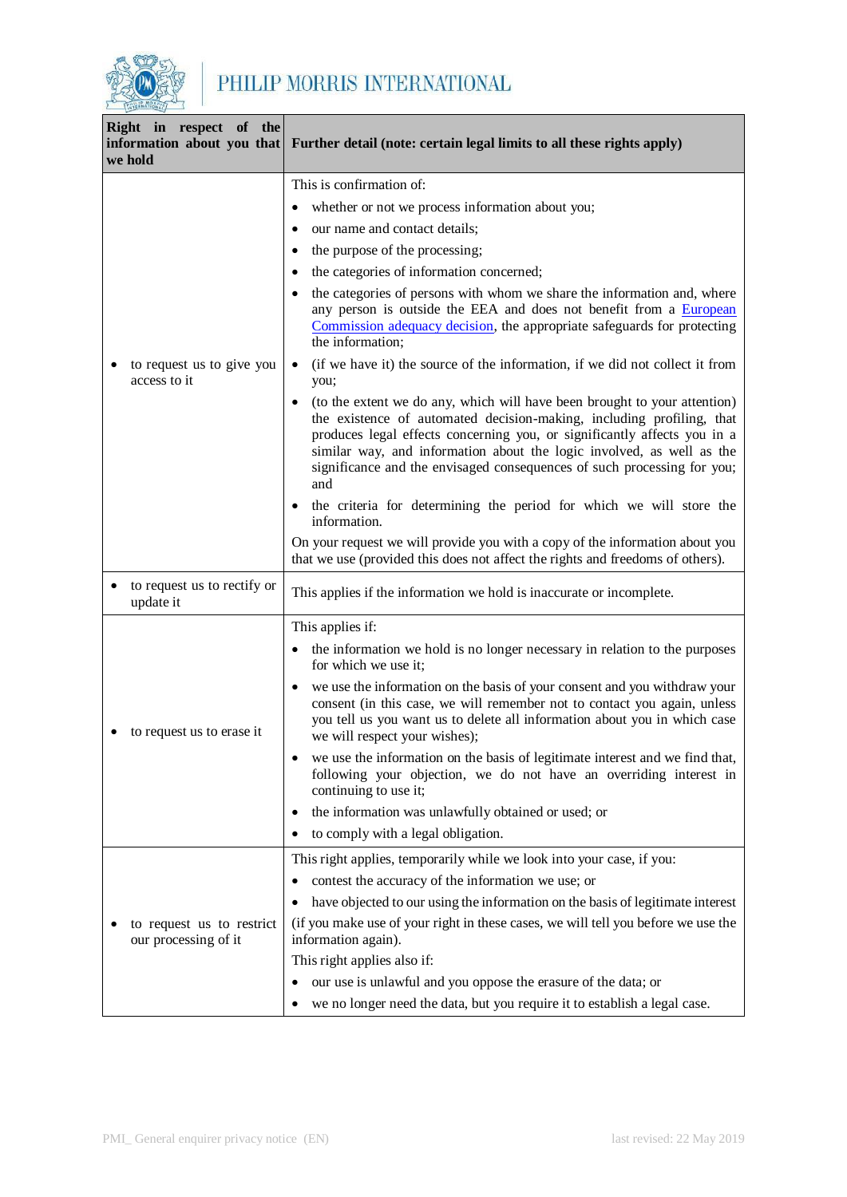| Right in respect of the information about you that we hold | Further detail (note: certain legal limits to all these rights apply) |
|---|---|
| • to request us to give you access to it | This is confirmation of:<br>• whether or not we process information about you;<br>• our name and contact details;<br>• the purpose of the processing;<br>• the categories of information concerned;<br>• the categories of persons with whom we share the information and, where any person is outside the EEA and does not benefit from a European Commission adequacy decision, the appropriate safeguards for protecting the information;<br>• (if we have it) the source of the information, if we did not collect it from you;<br>• (to the extent we do any, which will have been brought to your attention) the existence of automated decision-making, including profiling, that produces legal effects concerning you, or significantly affects you in a similar way, and information about the logic involved, as well as the significance and the envisaged consequences of such processing for you; and<br>• the criteria for determining the period for which we will store the information.<br>On your request we will provide you with a copy of the information about you that we use (provided this does not affect the rights and freedoms of others). |
| • to request us to rectify or update it | This applies if the information we hold is inaccurate or incomplete. |
| • to request us to erase it | This applies if:<br>• the information we hold is no longer necessary in relation to the purposes for which we use it;<br>• we use the information on the basis of your consent and you withdraw your consent (in this case, we will remember not to contact you again, unless you tell us you want us to delete all information about you in which case we will respect your wishes);<br>• we use the information on the basis of legitimate interest and we find that, following your objection, we do not have an overriding interest in continuing to use it;<br>• the information was unlawfully obtained or used; or<br>• to comply with a legal obligation. |
| • to request us to restrict our processing of it | This right applies, temporarily while we look into your case, if you:<br>• contest the accuracy of the information we use; or<br>• have objected to our using the information on the basis of legitimate interest<br>(if you make use of your right in these cases, we will tell you before we use the information again).<br>This right applies also if:<br>• our use is unlawful and you oppose the erasure of the data; or<br>• we no longer need the data, but you require it to establish a legal case. |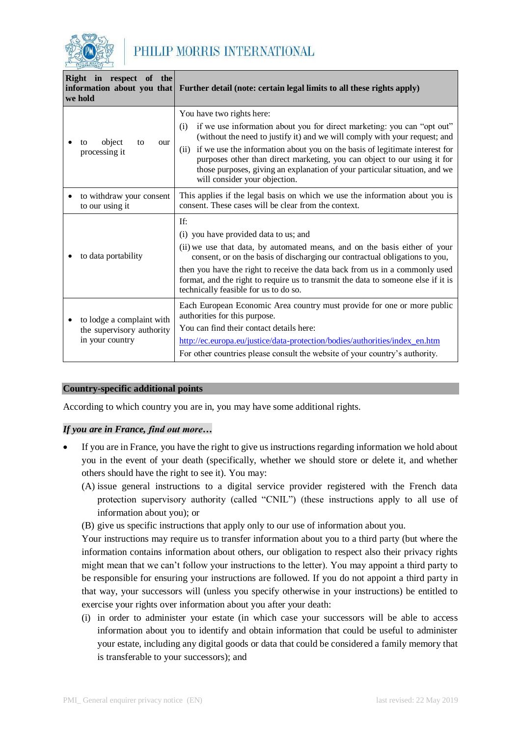| Right in respect of the information about you that we hold | Further detail (note: certain legal limits to all these rights apply) |
|---|---|
| • to object to our processing it | You have two rights here:<br>(i) if we use information about you for direct marketing: you can "opt out" (without the need to justify it) and we will comply with your request; and<br>(ii) if we use the information about you on the basis of legitimate interest for purposes other than direct marketing, you can object to our using it for those purposes, giving an explanation of your particular situation, and we will consider your objection. |
| • to withdraw your consent to our using it | This applies if the legal basis on which we use the information about you is consent. These cases will be clear from the context. |
| • to data portability | If:<br>(i) you have provided data to us; and<br>(ii) we use that data, by automated means, and on the basis either of your consent, or on the basis of discharging our contractual obligations to you,<br>then you have the right to receive the data back from us in a commonly used format, and the right to require us to transmit the data to someone else if it is technically feasible for us to do so. |
| • to lodge a complaint with the supervisory authority in your country | Each European Economic Area country must provide for one or more public authorities for this purpose.<br>You can find their contact details here:<br>http://ec.europa.eu/justice/data-protection/bodies/authorities/index_en.htm<br>For other countries please consult the website of your country's authority. |

## Country-specific additional points

According to which country you are in, you may have some additional rights.

***If you are in France, find out more…***

- If you are in France, you have the right to give us instructions regarding information we hold about you in the event of your death (specifically, whether we should store or delete it, and whether others should have the right to see it). You may:

  (A) issue general instructions to a digital service provider registered with the French data protection supervisory authority (called "CNIL") (these instructions apply to all use of information about you); or

  (B) give us specific instructions that apply only to our use of information about you.

  Your instructions may require us to transfer information about you to a third party (but where the information contains information about others, our obligation to respect also their privacy rights might mean that we can't follow your instructions to the letter). You may appoint a third party to be responsible for ensuring your instructions are followed. If you do not appoint a third party in that way, your successors will (unless you specify otherwise in your instructions) be entitled to exercise your rights over information about you after your death:

  (i) in order to administer your estate (in which case your successors will be able to access information about you to identify and obtain information that could be useful to administer your estate, including any digital goods or data that could be considered a family memory that is transferable to your successors); and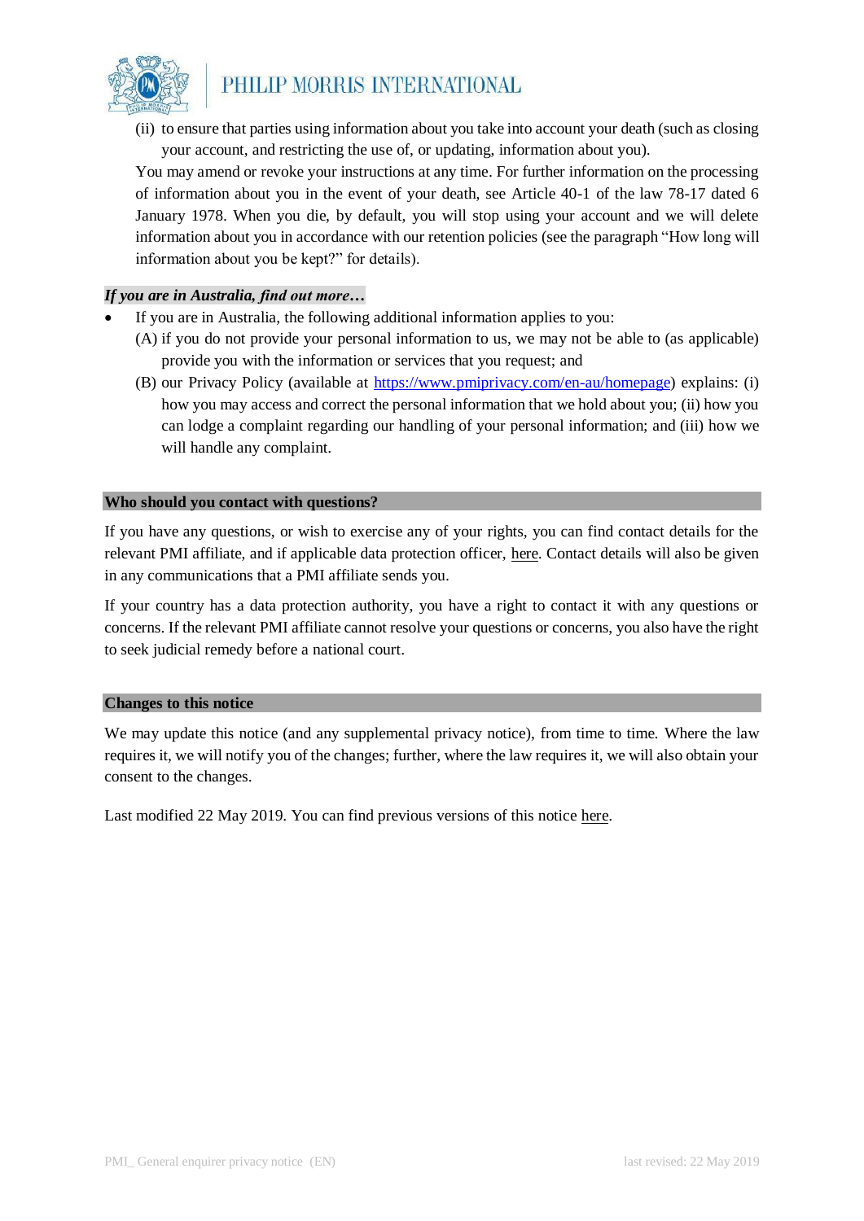(ii) to ensure that parties using information about you take into account your death (such as closing your account, and restricting the use of, or updating, information about you).

You may amend or revoke your instructions at any time. For further information on the processing of information about you in the event of your death, see Article 40-1 of the law 78-17 dated 6 January 1978. When you die, by default, you will stop using your account and we will delete information about you in accordance with our retention policies (see the paragraph "How long will information about you be kept?" for details).

***If you are in Australia, find out more…***

- If you are in Australia, the following additional information applies to you:
  - (A) if you do not provide your personal information to us, we may not be able to (as applicable) provide you with the information or services that you request; and
  - (B) our Privacy Policy (available at [https://www.pmiprivacy.com/en-au/homepage](https://www.pmiprivacy.com/en-au/homepage)) explains: (i) how you may access and correct the personal information that we hold about you; (ii) how you can lodge a complaint regarding our handling of your personal information; and (iii) how we will handle any complaint.

## Who should you contact with questions?

If you have any questions, or wish to exercise any of your rights, you can find contact details for the relevant PMI affiliate, and if applicable data protection officer, here. Contact details will also be given in any communications that a PMI affiliate sends you.

If your country has a data protection authority, you have a right to contact it with any questions or concerns. If the relevant PMI affiliate cannot resolve your questions or concerns, you also have the right to seek judicial remedy before a national court.

## Changes to this notice

We may update this notice (and any supplemental privacy notice), from time to time. Where the law requires it, we will notify you of the changes; further, where the law requires it, we will also obtain your consent to the changes.

Last modified 22 May 2019. You can find previous versions of this notice here.